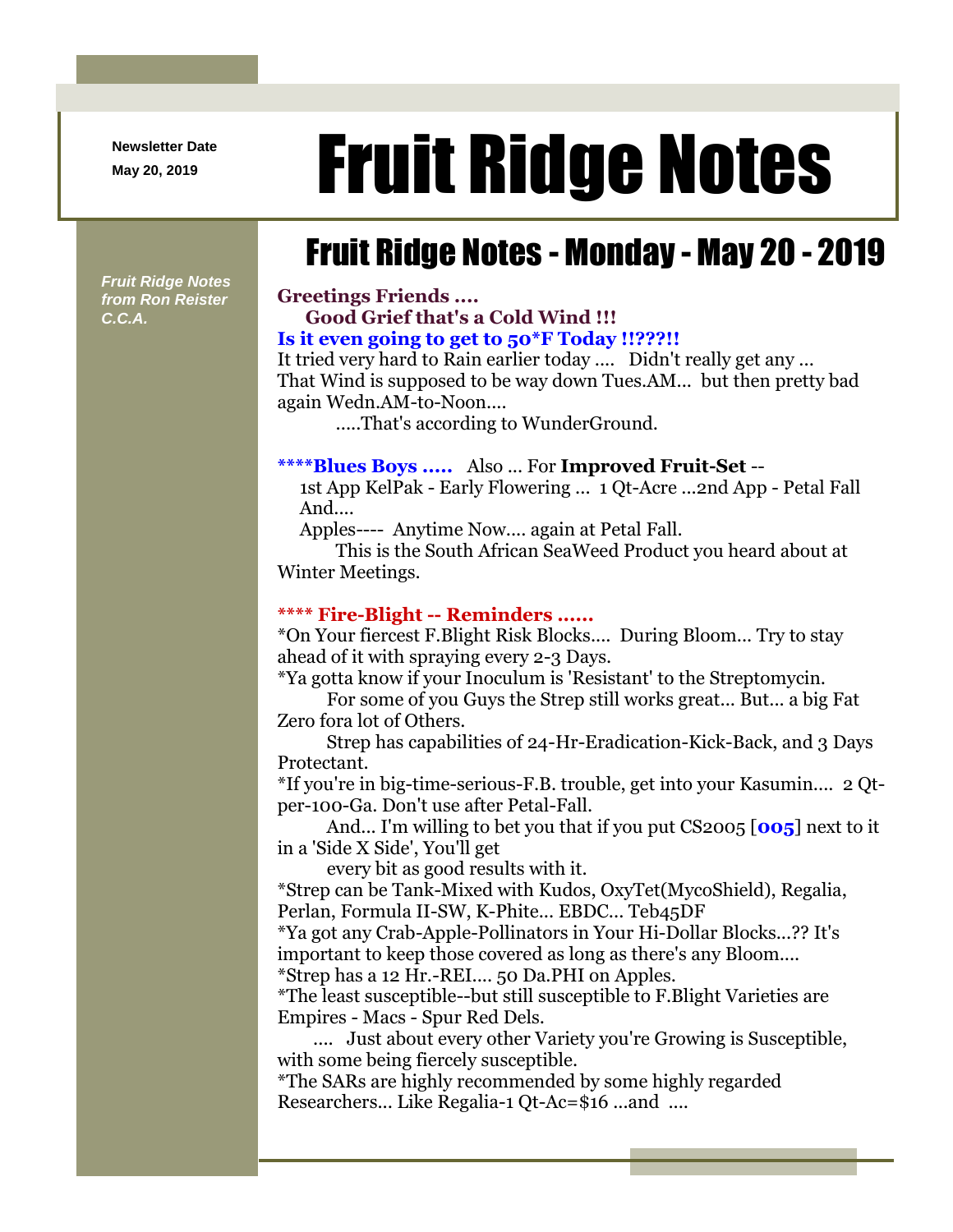Newsletter Date
May 20, 2019

# Fruit Ridge Notes

## Fruit Ridge Notes - Monday - May 20 - 2019

*Fruit Ridge Notes from Ron Reister C.C.A.*

**Greetings Friends ....**
**Good Grief that's a Cold Wind !!!**
**Is it even going to get to 50*F Today !!???!!**
It tried very hard to Rain earlier today .... Didn't really get any ...
That Wind is supposed to be way down Tues.AM... but then pretty bad again Wedn.AM-to-Noon....
.....That's according to WunderGround.

****Blues Boys .....** Also ... For **Improved Fruit-Set** --
1st App KelPak - Early Flowering ... 1 Qt-Acre ...2nd App - Petal Fall And....
Apples---- Anytime Now.... again at Petal Fall.
This is the South African SeaWeed Product you heard about at Winter Meetings.

**\*\*\*\* Fire-Blight -- Reminders ......**
*On Your fiercest F.Blight Risk Blocks.... During Bloom... Try to stay ahead of it with spraying every 2-3 Days.
*Ya gotta know if your Inoculum is 'Resistant' to the Streptomycin.
For some of you Guys the Strep still works great... But... a big Fat Zero fora lot of Others.
Strep has capabilities of 24-Hr-Eradication-Kick-Back, and 3 Days Protectant.
*If you're in big-time-serious-F.B. trouble, get into your Kasumin.... 2 Qt-per-100-Ga. Don't use after Petal-Fall.
And... I'm willing to bet you that if you put CS2005 [**005**] next to it in a 'Side X Side', You'll get
every bit as good results with it.
*Strep can be Tank-Mixed with Kudos, OxyTet(MycoShield), Regalia, Perlan, Formula II-SW, K-Phite... EBDC... Teb45DF
*Ya got any Crab-Apple-Pollinators in Your Hi-Dollar Blocks...?? It's important to keep those covered as long as there's any Bloom....
*Strep has a 12 Hr.-REI.... 50 Da.PHI on Apples.
*The least susceptible--but still susceptible to F.Blight Varieties are Empires - Macs - Spur Red Dels.
.... Just about every other Variety you're Growing is Susceptible, with some being fiercely susceptible.
*The SARs are highly recommended by some highly regarded Researchers... Like Regalia-1 Qt-Ac=$16 ...and ....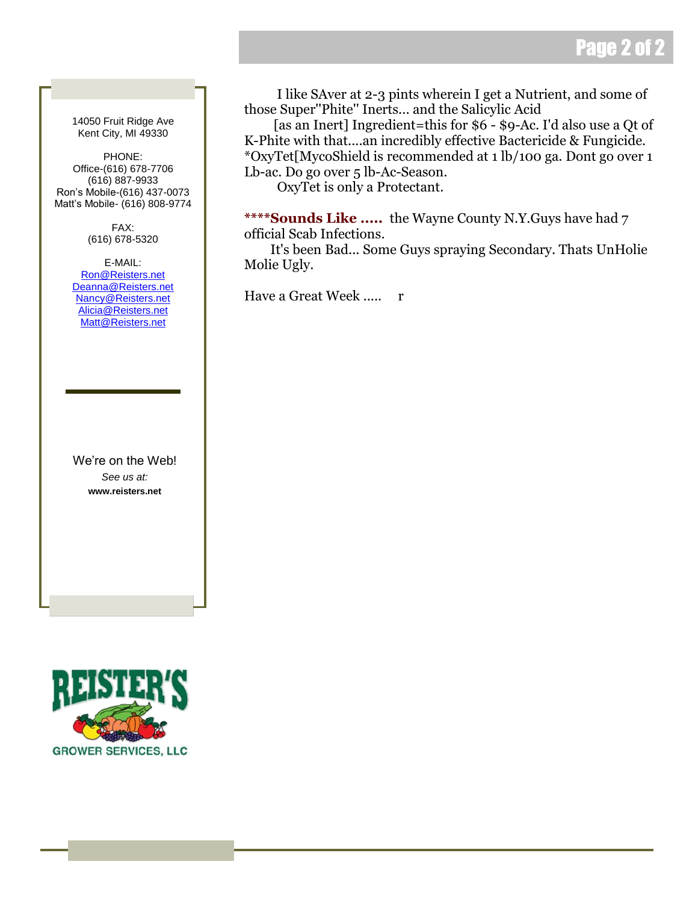I like SAver at 2-3 pints wherein I get a Nutrient, and some of those Super"Phite" Inerts... and the Salicylic Acid

[as an Inert] Ingredient=this for $6 - $9-Ac. I'd also use a Qt of K-Phite with that....an incredibly effective Bactericide & Fungicide. *OxyTet[MycoShield is recommended at 1 lb/100 ga. Dont go over 1 Lb-ac. Do go over 5 lb-Ac-Season.

OxyTet is only a Protectant.

****Sounds Like .....** the Wayne County N.Y.Guys have had 7 official Scab Infections.

It's been Bad... Some Guys spraying Secondary. Thats UnHolie Molie Ugly.

Have a Great Week ..... r

14050 Fruit Ridge Ave
Kent City, MI 49330

PHONE:
Office-(616) 678-7706
(616) 887-9933
Ron's Mobile-(616) 437-0073
Matt's Mobile- (616) 808-9774

FAX:
(616) 678-5320

E-MAIL:
Ron@Reisters.net
Deanna@Reisters.net
Nancy@Reisters.net
Alicia@Reisters.net
Matt@Reisters.net

We're on the Web!

*See us at:*

**www.reisters.net**

REISTER'S
GROWER SERVICES, LLC